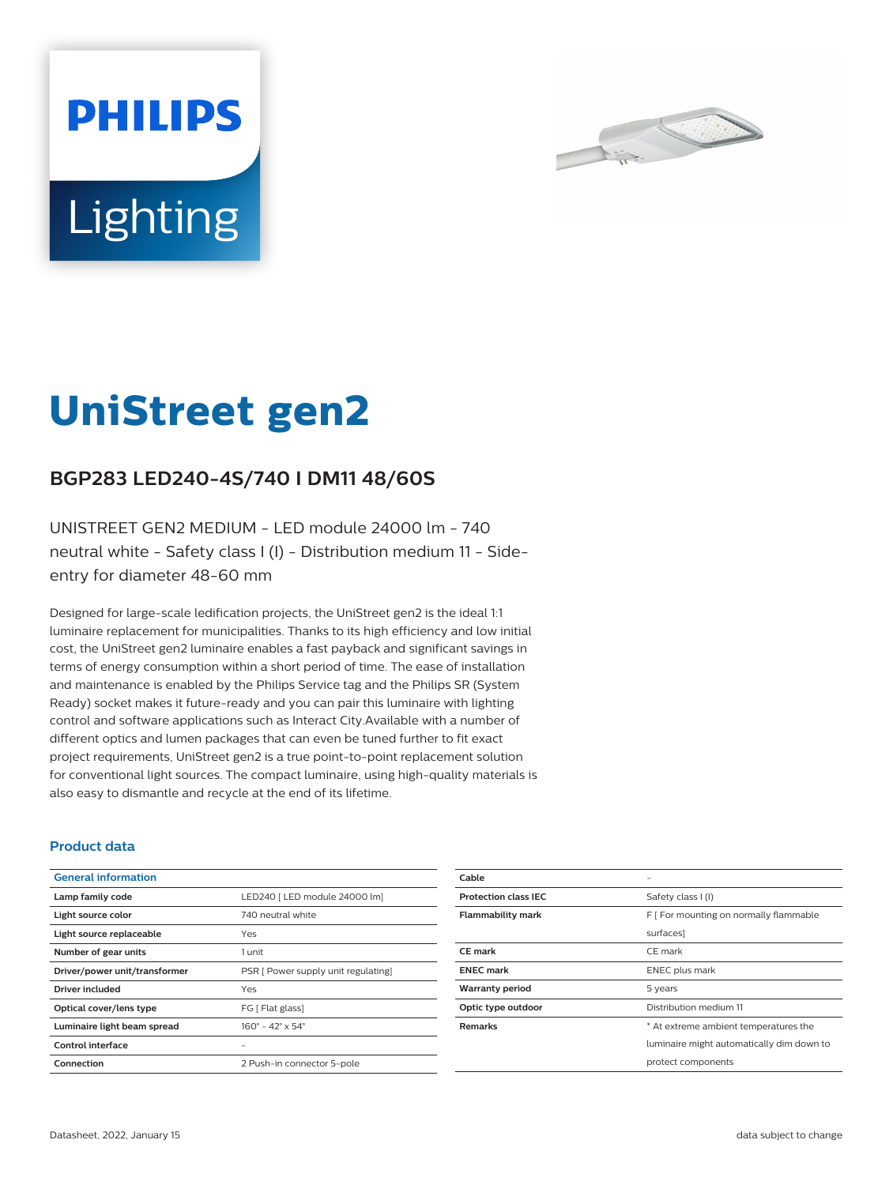PHILIPS

Lighting

# UniStreet gen2

## BGP283 LED240-4S/740 I DM11 48/60S

UNISTREET GEN2 MEDIUM - LED module 24000 lm - 740 neutral white - Safety class I (I) - Distribution medium 11 - Side-entry for diameter 48-60 mm

Designed for large-scale ledification projects, the UniStreet gen2 is the ideal 1:1 luminaire replacement for municipalities. Thanks to its high efficiency and low initial cost, the UniStreet gen2 luminaire enables a fast payback and significant savings in terms of energy consumption within a short period of time. The ease of installation and maintenance is enabled by the Philips Service tag and the Philips SR (System Ready) socket makes it future-ready and you can pair this luminaire with lighting control and software applications such as Interact City.Available with a number of different optics and lumen packages that can even be tuned further to fit exact project requirements, UniStreet gen2 is a true point-to-point replacement solution for conventional light sources. The compact luminaire, using high-quality materials is also easy to dismantle and recycle at the end of its lifetime.

### Product data

| General information | |
|---|---|
| Lamp family code | LED240 [ LED module 24000 lm] |
| Light source color | 740 neutral white |
| Light source replaceable | Yes |
| Number of gear units | 1 unit |
| Driver/power unit/transformer | PSR [ Power supply unit regulating] |
| Driver included | Yes |
| Optical cover/lens type | FG [ Flat glass] |
| Luminaire light beam spread | 160° - 42° x 54° |
| Control interface | - |
| Connection | 2 Push-in connector 5-pole |
| Cable | - |
| Protection class IEC | Safety class I (I) |
| Flammability mark | F [ For mounting on normally flammable surfaces] |
| CE mark | CE mark |
| ENEC mark | ENEC plus mark |
| Warranty period | 5 years |
| Optic type outdoor | Distribution medium 11 |
| Remarks | * At extreme ambient temperatures the luminaire might automatically dim down to protect components |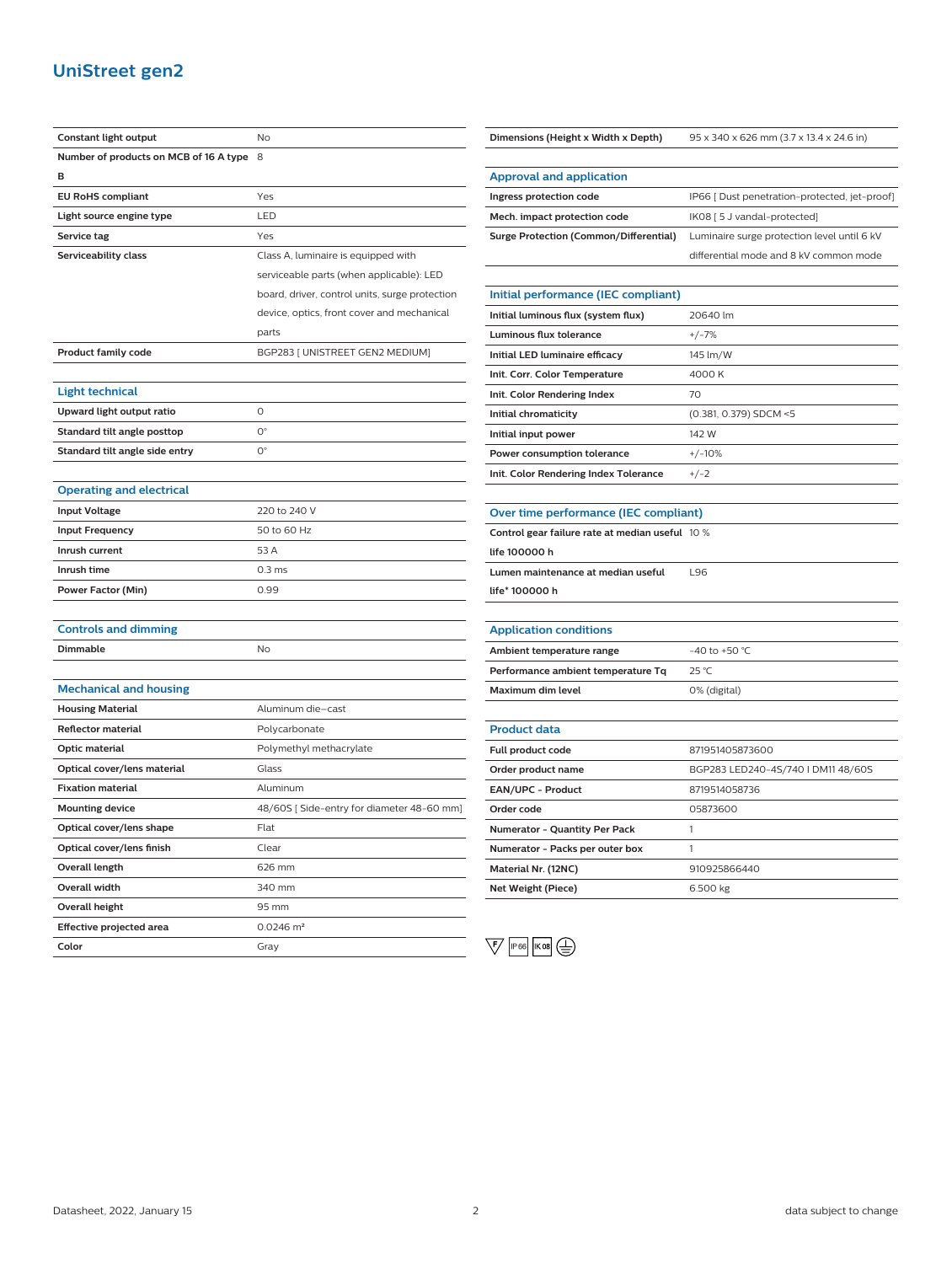# UniStreet gen2

| | |
|---|---|
| **Constant light output** | No |
| **Number of products on MCB of 16 A type B** | 8 |
| **EU RoHS compliant** | Yes |
| **Light source engine type** | LED |
| **Service tag** | Yes |
| **Serviceability class** | Class A, luminaire is equipped with serviceable parts (when applicable): LED board, driver, control units, surge protection device, optics, front cover and mechanical parts |
| **Product family code** | BGP283 [ UNISTREET GEN2 MEDIUM] |

## Light technical

| | |
|---|---|
| **Upward light output ratio** | 0 |
| **Standard tilt angle posttop** | 0° |
| **Standard tilt angle side entry** | 0° |

## Operating and electrical

| | |
|---|---|
| **Input Voltage** | 220 to 240 V |
| **Input Frequency** | 50 to 60 Hz |
| **Inrush current** | 53 A |
| **Inrush time** | 0.3 ms |
| **Power Factor (Min)** | 0.99 |

## Controls and dimming

| | |
|---|---|
| **Dimmable** | No |

## Mechanical and housing

| | |
|---|---|
| **Housing Material** | Aluminum die-cast |
| **Reflector material** | Polycarbonate |
| **Optic material** | Polymethyl methacrylate |
| **Optical cover/lens material** | Glass |
| **Fixation material** | Aluminum |
| **Mounting device** | 48/60S [ Side-entry for diameter 48-60 mm] |
| **Optical cover/lens shape** | Flat |
| **Optical cover/lens finish** | Clear |
| **Overall length** | 626 mm |
| **Overall width** | 340 mm |
| **Overall height** | 95 mm |
| **Effective projected area** | 0.0246 m² |
| **Color** | Gray |

| | |
|---|---|
| **Dimensions (Height x Width x Depth)** | 95 x 340 x 626 mm (3.7 x 13.4 x 24.6 in) |

## Approval and application

| | |
|---|---|
| **Ingress protection code** | IP66 [ Dust penetration-protected, jet-proof] |
| **Mech. impact protection code** | IK08 [ 5 J vandal-protected] |
| **Surge Protection (Common/Differential)** | Luminaire surge protection level until 6 kV differential mode and 8 kV common mode |

## Initial performance (IEC compliant)

| | |
|---|---|
| **Initial luminous flux (system flux)** | 20640 lm |
| **Luminous flux tolerance** | +/-7% |
| **Initial LED luminaire efficacy** | 145 lm/W |
| **Init. Corr. Color Temperature** | 4000 K |
| **Init. Color Rendering Index** | 70 |
| **Initial chromaticity** | (0.381, 0.379) SDCM <5 |
| **Initial input power** | 142 W |
| **Power consumption tolerance** | +/-10% |
| **Init. Color Rendering Index Tolerance** | +/-2 |

## Over time performance (IEC compliant)

| | |
|---|---|
| **Control gear failure rate at median useful life 100000 h** | 10 % |
| **Lumen maintenance at median useful life* 100000 h** | L96 |

## Application conditions

| | |
|---|---|
| **Ambient temperature range** | -40 to +50 °C |
| **Performance ambient temperature Tq** | 25 °C |
| **Maximum dim level** | 0% (digital) |

## Product data

| | |
|---|---|
| **Full product code** | 871951405873600 |
| **Order product name** | BGP283 LED240-4S/740 I DM11 48/60S |
| **EAN/UPC - Product** | 8719514058736 |
| **Order code** | 05873600 |
| **Numerator - Quantity Per Pack** | 1 |
| **Numerator - Packs per outer box** | 1 |
| **Material Nr. (12NC)** | 910925866440 |
| **Net Weight (Piece)** | 6.500 kg |

F IP66 IK08

Datasheet, 2022, January 15 data subject to change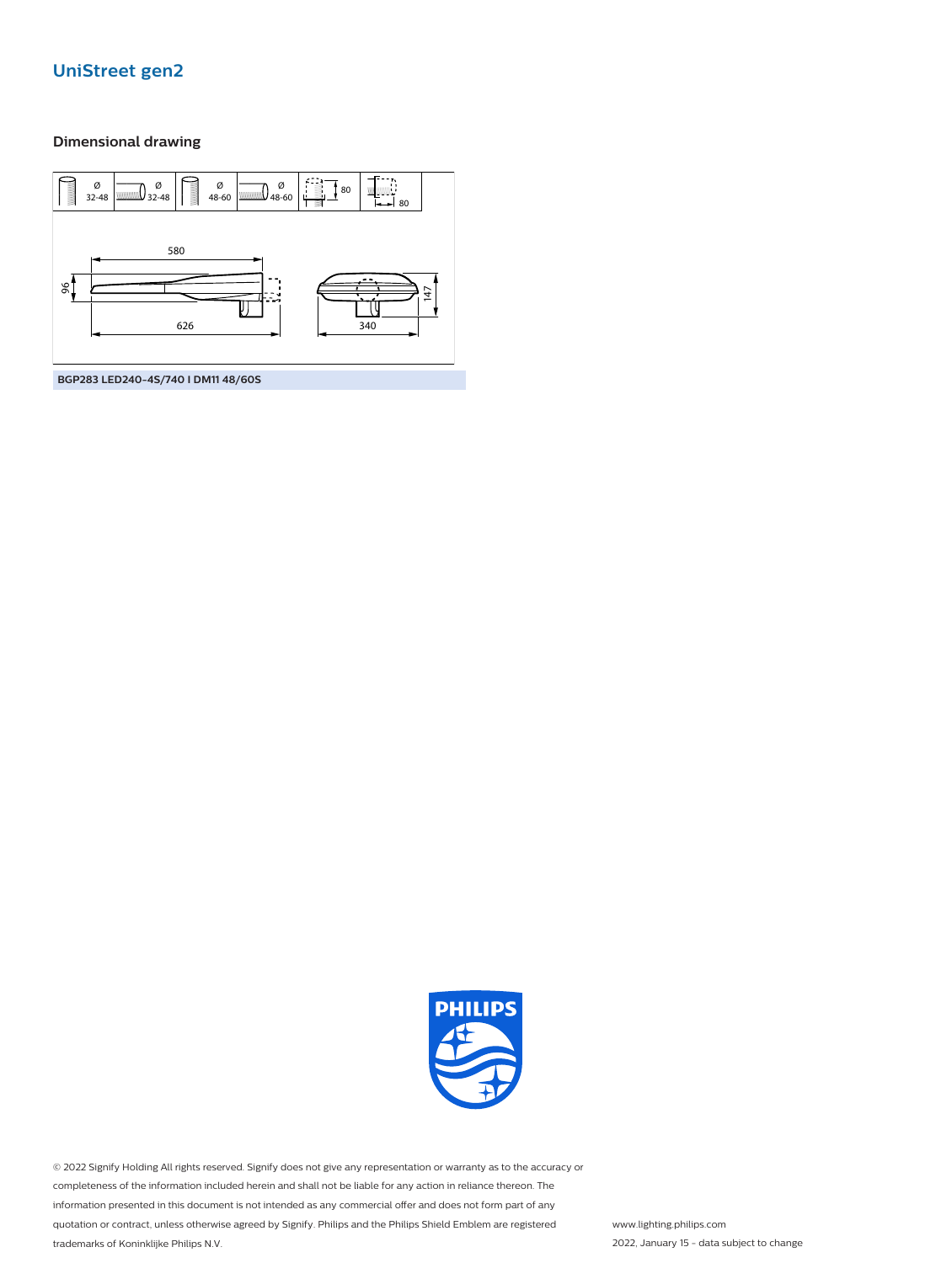# UniStreet gen2

## Dimensional drawing

Ø 32-48
Ø 32-48
Ø 48-60
Ø 48-60
80
80

580
96
626
340
147

**BGP283 LED240-4S/740 I DM11 48/60S**

© 2022 Signify Holding All rights reserved. Signify does not give any representation or warranty as to the accuracy or completeness of the information included herein and shall not be liable for any action in reliance thereon. The information presented in this document is not intended as any commercial offer and does not form part of any quotation or contract, unless otherwise agreed by Signify. Philips and the Philips Shield Emblem are registered trademarks of Koninklijke Philips N.V.

www.lighting.philips.com
2022, January 15 - data subject to change